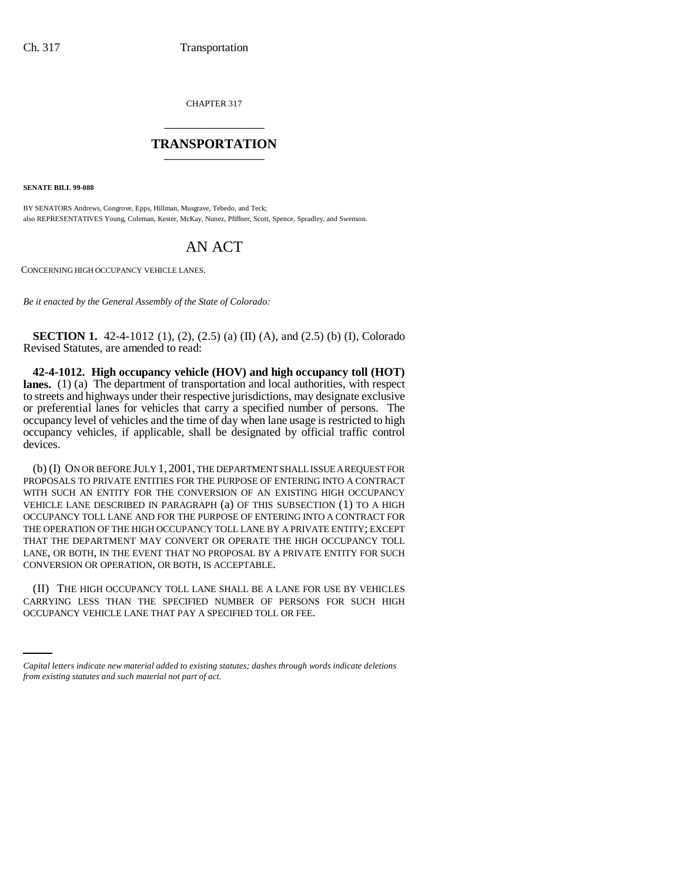CHAPTER 317

# TRANSPORTATION

**SENATE BILL 99-088**

BY SENATORS Andrews, Congrove, Epps, Hillman, Musgrave, Tebedo, and Teck;
also REPRESENTATIVES Young, Coleman, Kester, McKay, Nunez, Pfiffner, Scott, Spence, Spradley, and Swenson.

# AN ACT

CONCERNING HIGH OCCUPANCY VEHICLE LANES.

*Be it enacted by the General Assembly of the State of Colorado:*

**SECTION 1.** 42-4-1012 (1), (2), (2.5) (a) (II) (A), and (2.5) (b) (I), Colorado Revised Statutes, are amended to read:

**42-4-1012. High occupancy vehicle (HOV) and high occupancy toll (HOT) lanes.** (1) (a) The department of transportation and local authorities, with respect to streets and highways under their respective jurisdictions, may designate exclusive or preferential lanes for vehicles that carry a specified number of persons. The occupancy level of vehicles and the time of day when lane usage is restricted to high occupancy vehicles, if applicable, shall be designated by official traffic control devices.

(b) (I) ON OR BEFORE JULY 1, 2001, THE DEPARTMENT SHALL ISSUE A REQUEST FOR PROPOSALS TO PRIVATE ENTITIES FOR THE PURPOSE OF ENTERING INTO A CONTRACT WITH SUCH AN ENTITY FOR THE CONVERSION OF AN EXISTING HIGH OCCUPANCY VEHICLE LANE DESCRIBED IN PARAGRAPH (a) OF THIS SUBSECTION (1) TO A HIGH OCCUPANCY TOLL LANE AND FOR THE PURPOSE OF ENTERING INTO A CONTRACT FOR THE OPERATION OF THE HIGH OCCUPANCY TOLL LANE BY A PRIVATE ENTITY; EXCEPT THAT THE DEPARTMENT MAY CONVERT OR OPERATE THE HIGH OCCUPANCY TOLL LANE, OR BOTH, IN THE EVENT THAT NO PROPOSAL BY A PRIVATE ENTITY FOR SUCH CONVERSION OR OPERATION, OR BOTH, IS ACCEPTABLE.

(II) THE HIGH OCCUPANCY TOLL LANE SHALL BE A LANE FOR USE BY VEHICLES CARRYING LESS THAN THE SPECIFIED NUMBER OF PERSONS FOR SUCH HIGH OCCUPANCY VEHICLE LANE THAT PAY A SPECIFIED TOLL OR FEE.

*Capital letters indicate new material added to existing statutes; dashes through words indicate deletions from existing statutes and such material not part of act.*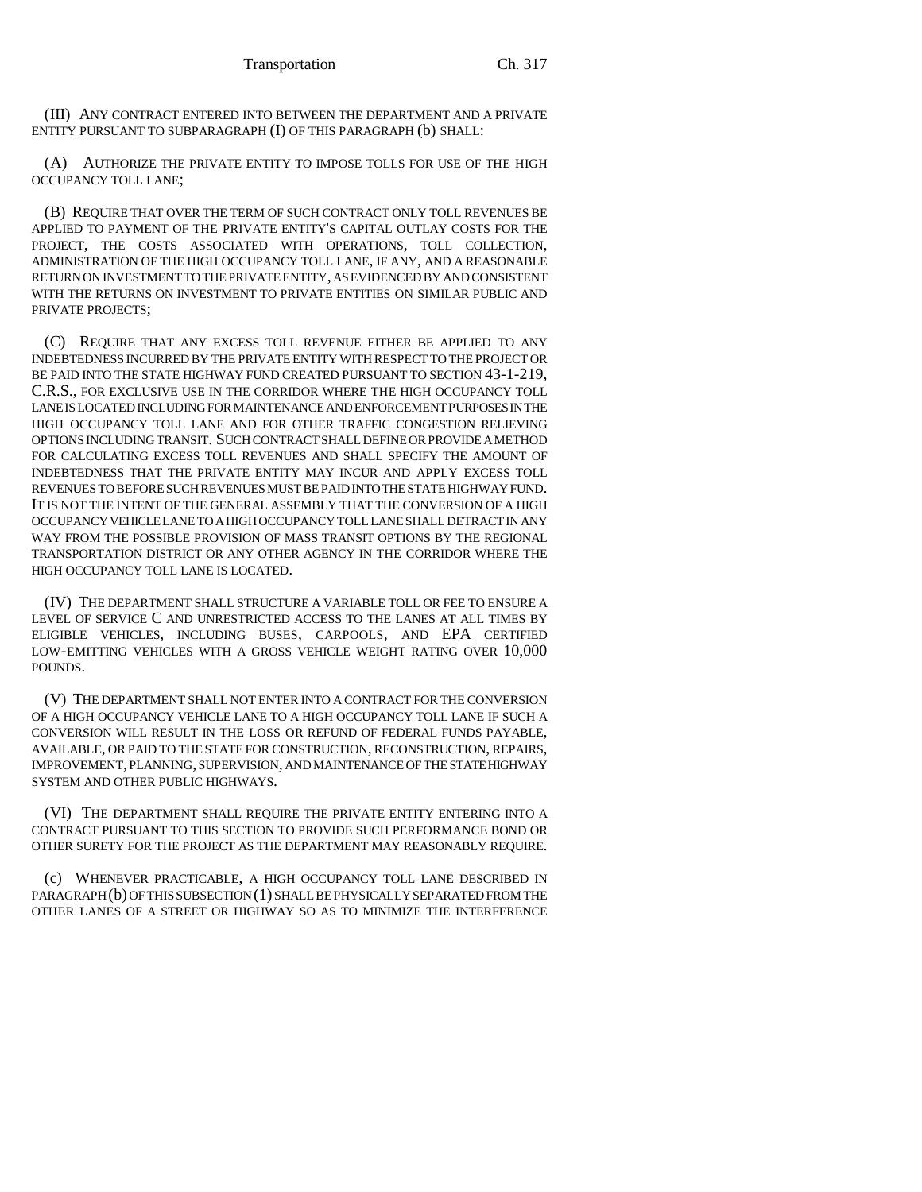(III) ANY CONTRACT ENTERED INTO BETWEEN THE DEPARTMENT AND A PRIVATE ENTITY PURSUANT TO SUBPARAGRAPH (I) OF THIS PARAGRAPH (b) SHALL:

(A) AUTHORIZE THE PRIVATE ENTITY TO IMPOSE TOLLS FOR USE OF THE HIGH OCCUPANCY TOLL LANE;

(B) REQUIRE THAT OVER THE TERM OF SUCH CONTRACT ONLY TOLL REVENUES BE APPLIED TO PAYMENT OF THE PRIVATE ENTITY'S CAPITAL OUTLAY COSTS FOR THE PROJECT, THE COSTS ASSOCIATED WITH OPERATIONS, TOLL COLLECTION, ADMINISTRATION OF THE HIGH OCCUPANCY TOLL LANE, IF ANY, AND A REASONABLE RETURN ON INVESTMENT TO THE PRIVATE ENTITY, AS EVIDENCED BY AND CONSISTENT WITH THE RETURNS ON INVESTMENT TO PRIVATE ENTITIES ON SIMILAR PUBLIC AND PRIVATE PROJECTS;

(C) REQUIRE THAT ANY EXCESS TOLL REVENUE EITHER BE APPLIED TO ANY INDEBTEDNESS INCURRED BY THE PRIVATE ENTITY WITH RESPECT TO THE PROJECT OR BE PAID INTO THE STATE HIGHWAY FUND CREATED PURSUANT TO SECTION 43-1-219, C.R.S., FOR EXCLUSIVE USE IN THE CORRIDOR WHERE THE HIGH OCCUPANCY TOLL LANE IS LOCATED INCLUDING FOR MAINTENANCE AND ENFORCEMENT PURPOSES IN THE HIGH OCCUPANCY TOLL LANE AND FOR OTHER TRAFFIC CONGESTION RELIEVING OPTIONS INCLUDING TRANSIT. SUCH CONTRACT SHALL DEFINE OR PROVIDE A METHOD FOR CALCULATING EXCESS TOLL REVENUES AND SHALL SPECIFY THE AMOUNT OF INDEBTEDNESS THAT THE PRIVATE ENTITY MAY INCUR AND APPLY EXCESS TOLL REVENUES TO BEFORE SUCH REVENUES MUST BE PAID INTO THE STATE HIGHWAY FUND. IT IS NOT THE INTENT OF THE GENERAL ASSEMBLY THAT THE CONVERSION OF A HIGH OCCUPANCY VEHICLE LANE TO A HIGH OCCUPANCY TOLL LANE SHALL DETRACT IN ANY WAY FROM THE POSSIBLE PROVISION OF MASS TRANSIT OPTIONS BY THE REGIONAL TRANSPORTATION DISTRICT OR ANY OTHER AGENCY IN THE CORRIDOR WHERE THE HIGH OCCUPANCY TOLL LANE IS LOCATED.

(IV) THE DEPARTMENT SHALL STRUCTURE A VARIABLE TOLL OR FEE TO ENSURE A LEVEL OF SERVICE C AND UNRESTRICTED ACCESS TO THE LANES AT ALL TIMES BY ELIGIBLE VEHICLES, INCLUDING BUSES, CARPOOLS, AND EPA CERTIFIED LOW-EMITTING VEHICLES WITH A GROSS VEHICLE WEIGHT RATING OVER 10,000 POUNDS.

(V) THE DEPARTMENT SHALL NOT ENTER INTO A CONTRACT FOR THE CONVERSION OF A HIGH OCCUPANCY VEHICLE LANE TO A HIGH OCCUPANCY TOLL LANE IF SUCH A CONVERSION WILL RESULT IN THE LOSS OR REFUND OF FEDERAL FUNDS PAYABLE, AVAILABLE, OR PAID TO THE STATE FOR CONSTRUCTION, RECONSTRUCTION, REPAIRS, IMPROVEMENT, PLANNING, SUPERVISION, AND MAINTENANCE OF THE STATE HIGHWAY SYSTEM AND OTHER PUBLIC HIGHWAYS.

(VI) THE DEPARTMENT SHALL REQUIRE THE PRIVATE ENTITY ENTERING INTO A CONTRACT PURSUANT TO THIS SECTION TO PROVIDE SUCH PERFORMANCE BOND OR OTHER SURETY FOR THE PROJECT AS THE DEPARTMENT MAY REASONABLY REQUIRE.

(c) WHENEVER PRACTICABLE, A HIGH OCCUPANCY TOLL LANE DESCRIBED IN PARAGRAPH (b) OF THIS SUBSECTION (1) SHALL BE PHYSICALLY SEPARATED FROM THE OTHER LANES OF A STREET OR HIGHWAY SO AS TO MINIMIZE THE INTERFERENCE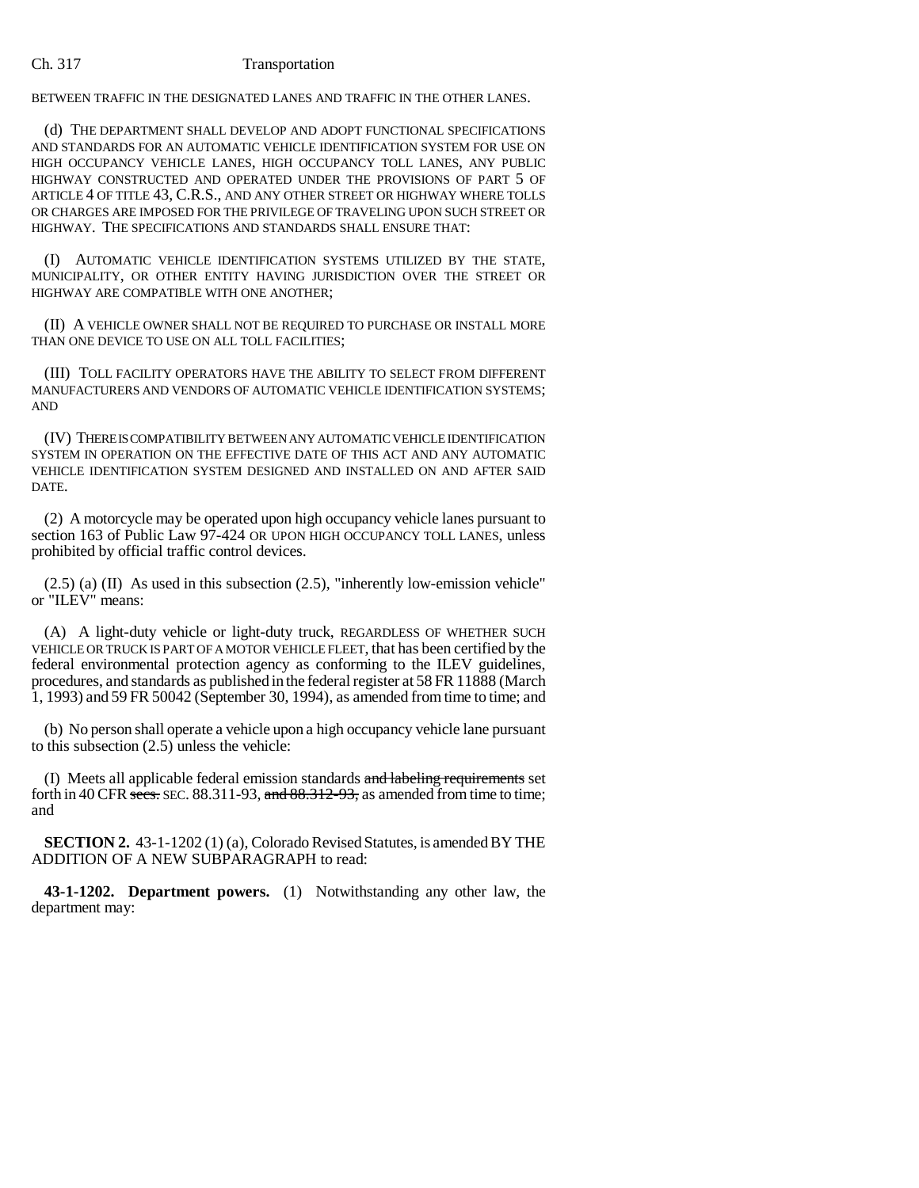BETWEEN TRAFFIC IN THE DESIGNATED LANES AND TRAFFIC IN THE OTHER LANES.

(d) THE DEPARTMENT SHALL DEVELOP AND ADOPT FUNCTIONAL SPECIFICATIONS AND STANDARDS FOR AN AUTOMATIC VEHICLE IDENTIFICATION SYSTEM FOR USE ON HIGH OCCUPANCY VEHICLE LANES, HIGH OCCUPANCY TOLL LANES, ANY PUBLIC HIGHWAY CONSTRUCTED AND OPERATED UNDER THE PROVISIONS OF PART 5 OF ARTICLE 4 OF TITLE 43, C.R.S., AND ANY OTHER STREET OR HIGHWAY WHERE TOLLS OR CHARGES ARE IMPOSED FOR THE PRIVILEGE OF TRAVELING UPON SUCH STREET OR HIGHWAY. THE SPECIFICATIONS AND STANDARDS SHALL ENSURE THAT:

(I) AUTOMATIC VEHICLE IDENTIFICATION SYSTEMS UTILIZED BY THE STATE, MUNICIPALITY, OR OTHER ENTITY HAVING JURISDICTION OVER THE STREET OR HIGHWAY ARE COMPATIBLE WITH ONE ANOTHER;

(II) A VEHICLE OWNER SHALL NOT BE REQUIRED TO PURCHASE OR INSTALL MORE THAN ONE DEVICE TO USE ON ALL TOLL FACILITIES;

(III) TOLL FACILITY OPERATORS HAVE THE ABILITY TO SELECT FROM DIFFERENT MANUFACTURERS AND VENDORS OF AUTOMATIC VEHICLE IDENTIFICATION SYSTEMS; AND

(IV) THERE IS COMPATIBILITY BETWEEN ANY AUTOMATIC VEHICLE IDENTIFICATION SYSTEM IN OPERATION ON THE EFFECTIVE DATE OF THIS ACT AND ANY AUTOMATIC VEHICLE IDENTIFICATION SYSTEM DESIGNED AND INSTALLED ON AND AFTER SAID DATE.

(2) A motorcycle may be operated upon high occupancy vehicle lanes pursuant to section 163 of Public Law 97-424 OR UPON HIGH OCCUPANCY TOLL LANES, unless prohibited by official traffic control devices.

(2.5) (a) (II) As used in this subsection (2.5), "inherently low-emission vehicle" or "ILEV" means:

(A) A light-duty vehicle or light-duty truck, REGARDLESS OF WHETHER SUCH VEHICLE OR TRUCK IS PART OF A MOTOR VEHICLE FLEET, that has been certified by the federal environmental protection agency as conforming to the ILEV guidelines, procedures, and standards as published in the federal register at 58 FR 11888 (March 1, 1993) and 59 FR 50042 (September 30, 1994), as amended from time to time; and

(b) No person shall operate a vehicle upon a high occupancy vehicle lane pursuant to this subsection (2.5) unless the vehicle:

(I) Meets all applicable federal emission standards ~~and labeling requirements~~ set forth in 40 CFR ~~secs.~~ SEC. 88.311-93, ~~and 88.312-93,~~ as amended from time to time; and

**SECTION 2.** 43-1-1202 (1) (a), Colorado Revised Statutes, is amended BY THE ADDITION OF A NEW SUBPARAGRAPH to read:

**43-1-1202. Department powers.** (1) Notwithstanding any other law, the department may: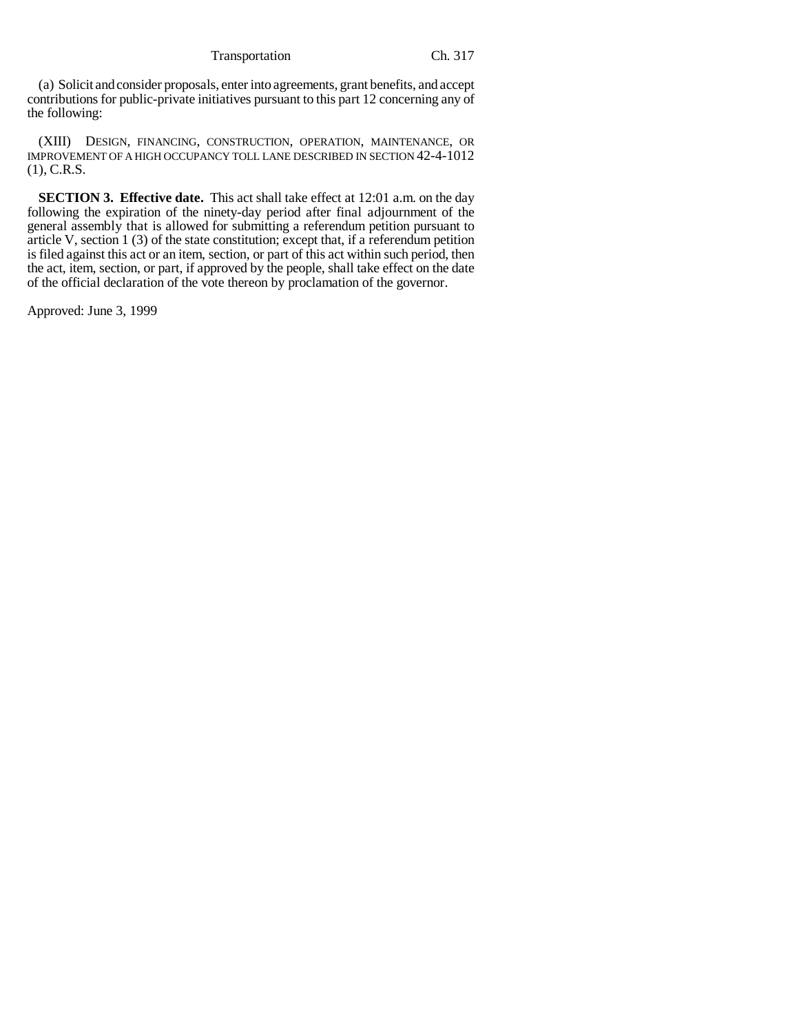(a) Solicit and consider proposals, enter into agreements, grant benefits, and accept contributions for public-private initiatives pursuant to this part 12 concerning any of the following:

(XIII) DESIGN, FINANCING, CONSTRUCTION, OPERATION, MAINTENANCE, OR IMPROVEMENT OF A HIGH OCCUPANCY TOLL LANE DESCRIBED IN SECTION 42-4-1012 (1), C.R.S.

**SECTION 3. Effective date.** This act shall take effect at 12:01 a.m. on the day following the expiration of the ninety-day period after final adjournment of the general assembly that is allowed for submitting a referendum petition pursuant to article V, section 1 (3) of the state constitution; except that, if a referendum petition is filed against this act or an item, section, or part of this act within such period, then the act, item, section, or part, if approved by the people, shall take effect on the date of the official declaration of the vote thereon by proclamation of the governor.

Approved: June 3, 1999